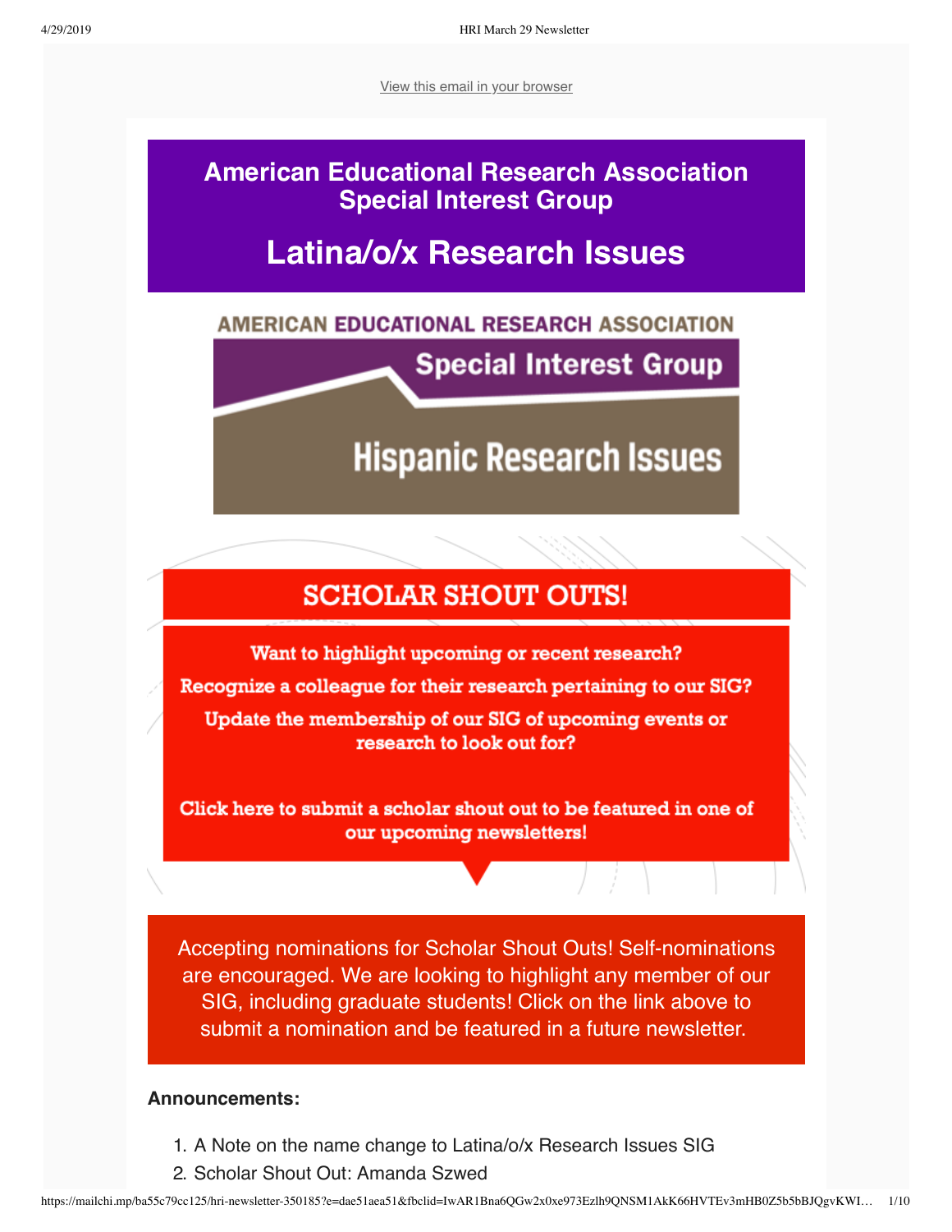View this email in your browser

# American Educational Research Association Special Interest Group

# Latina/o/x Research Issues

AMERICAN EDUCATIONAL RESEARCH ASSOCIATION

Special Interest Group

Hispanic Research Issues

## SCHOLAR SHOUT OUTS!

Want to highlight upcoming or recent research?

Recognize a colleague for their research pertaining to our SIG?

Update the membership of our SIG of upcoming events or research to look out for?

Click here to submit a scholar shout out to be featured in one of our upcoming newsletters!

Accepting nominations for Scholar Shout Outs! Self-nominations are encouraged. We are looking to highlight any member of our SIG, including graduate students! Click on the link above to submit a nomination and be featured in a future newsletter.

**Announcements:**

1. A Note on the name change to Latina/o/x Research Issues SIG
2. Scholar Shout Out: Amanda Szwed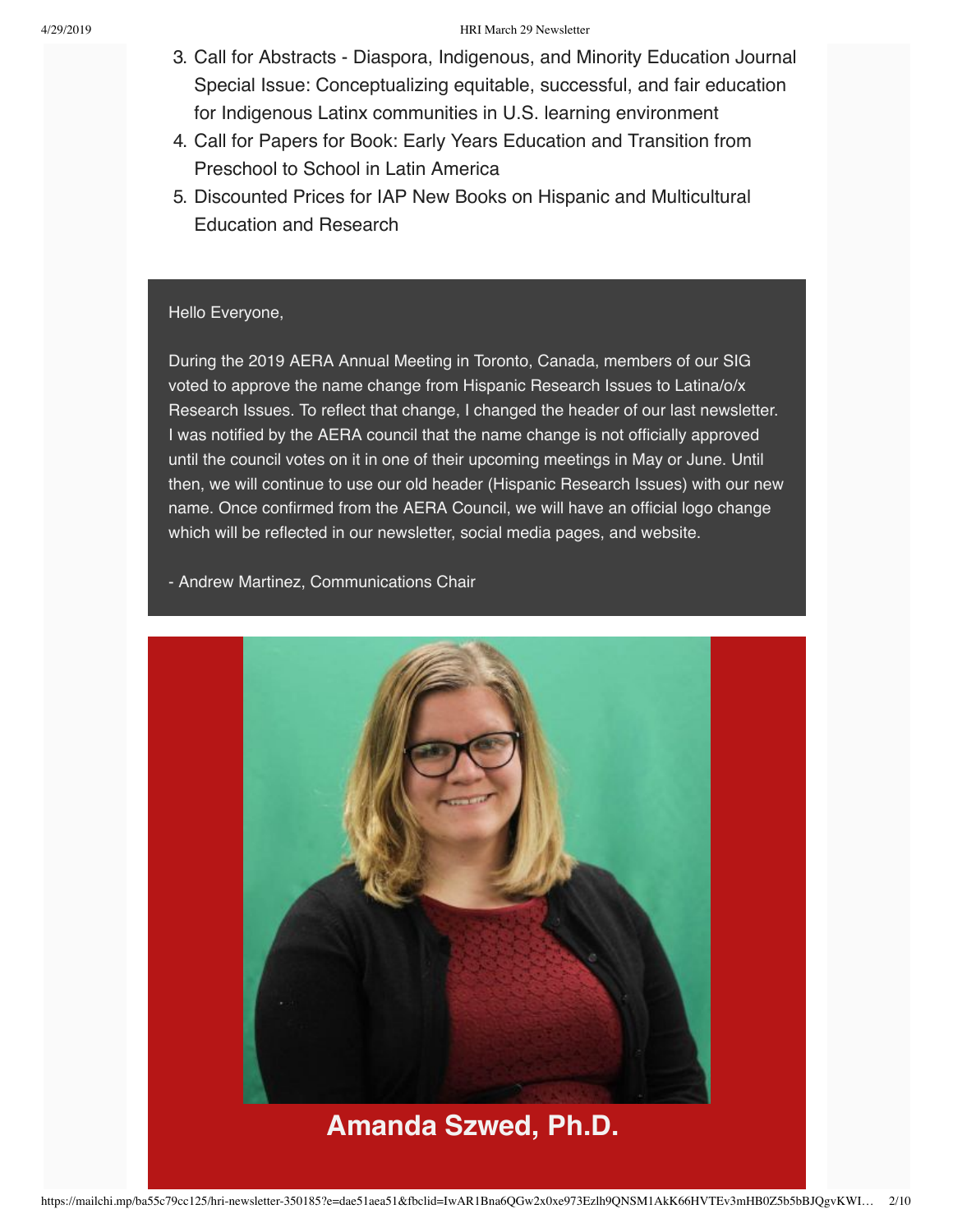3. Call for Abstracts - Diaspora, Indigenous, and Minority Education Journal Special Issue: Conceptualizing equitable, successful, and fair education for Indigenous Latinx communities in U.S. learning environment
4. Call for Papers for Book: Early Years Education and Transition from Preschool to School in Latin America
5. Discounted Prices for IAP New Books on Hispanic and Multicultural Education and Research

Hello Everyone,

During the 2019 AERA Annual Meeting in Toronto, Canada, members of our SIG voted to approve the name change from Hispanic Research Issues to Latina/o/x Research Issues. To reflect that change, I changed the header of our last newsletter. I was notified by the AERA council that the name change is not officially approved until the council votes on it in one of their upcoming meetings in May or June. Until then, we will continue to use our old header (Hispanic Research Issues) with our new name. Once confirmed from the AERA Council, we will have an official logo change which will be reflected in our newsletter, social media pages, and website.

- Andrew Martinez, Communications Chair

## Amanda Szwed, Ph.D.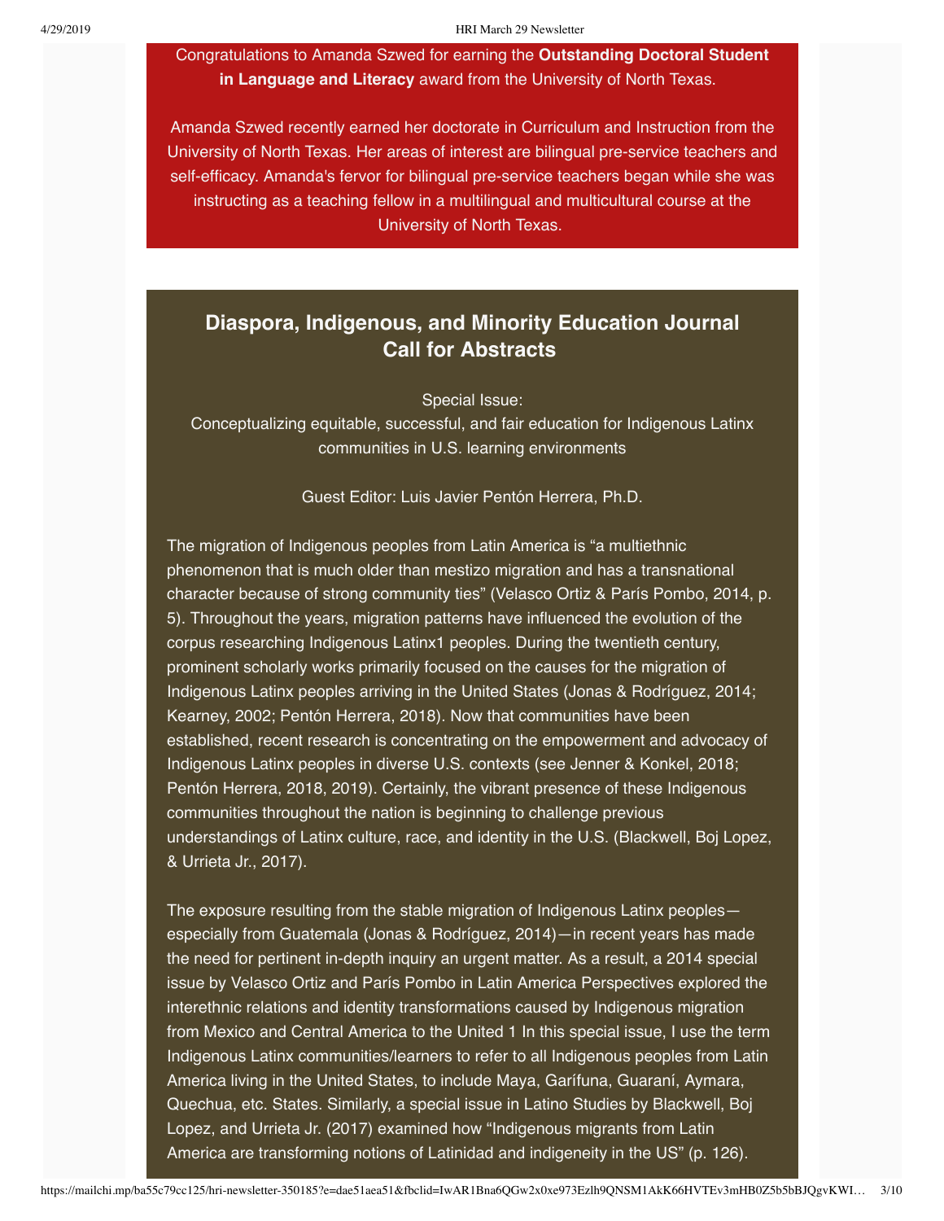Congratulations to Amanda Szwed for earning the **Outstanding Doctoral Student in Language and Literacy** award from the University of North Texas.

Amanda Szwed recently earned her doctorate in Curriculum and Instruction from the University of North Texas. Her areas of interest are bilingual pre-service teachers and self-efficacy. Amanda's fervor for bilingual pre-service teachers began while she was instructing as a teaching fellow in a multilingual and multicultural course at the University of North Texas.

## Diaspora, Indigenous, and Minority Education Journal Call for Abstracts

Special Issue:
Conceptualizing equitable, successful, and fair education for Indigenous Latinx communities in U.S. learning environments

Guest Editor: Luis Javier Pentón Herrera, Ph.D.

The migration of Indigenous peoples from Latin America is "a multiethnic phenomenon that is much older than mestizo migration and has a transnational character because of strong community ties" (Velasco Ortiz & París Pombo, 2014, p. 5). Throughout the years, migration patterns have influenced the evolution of the corpus researching Indigenous Latinx1 peoples. During the twentieth century, prominent scholarly works primarily focused on the causes for the migration of Indigenous Latinx peoples arriving in the United States (Jonas & Rodríguez, 2014; Kearney, 2002; Pentón Herrera, 2018). Now that communities have been established, recent research is concentrating on the empowerment and advocacy of Indigenous Latinx peoples in diverse U.S. contexts (see Jenner & Konkel, 2018; Pentón Herrera, 2018, 2019). Certainly, the vibrant presence of these Indigenous communities throughout the nation is beginning to challenge previous understandings of Latinx culture, race, and identity in the U.S. (Blackwell, Boj Lopez, & Urrieta Jr., 2017).

The exposure resulting from the stable migration of Indigenous Latinx peoples—especially from Guatemala (Jonas & Rodríguez, 2014)—in recent years has made the need for pertinent in-depth inquiry an urgent matter. As a result, a 2014 special issue by Velasco Ortiz and París Pombo in Latin America Perspectives explored the interethnic relations and identity transformations caused by Indigenous migration from Mexico and Central America to the United 1 In this special issue, I use the term Indigenous Latinx communities/learners to refer to all Indigenous peoples from Latin America living in the United States, to include Maya, Garífuna, Guaraní, Aymara, Quechua, etc. States. Similarly, a special issue in Latino Studies by Blackwell, Boj Lopez, and Urrieta Jr. (2017) examined how "Indigenous migrants from Latin America are transforming notions of Latinidad and indigeneity in the US" (p. 126).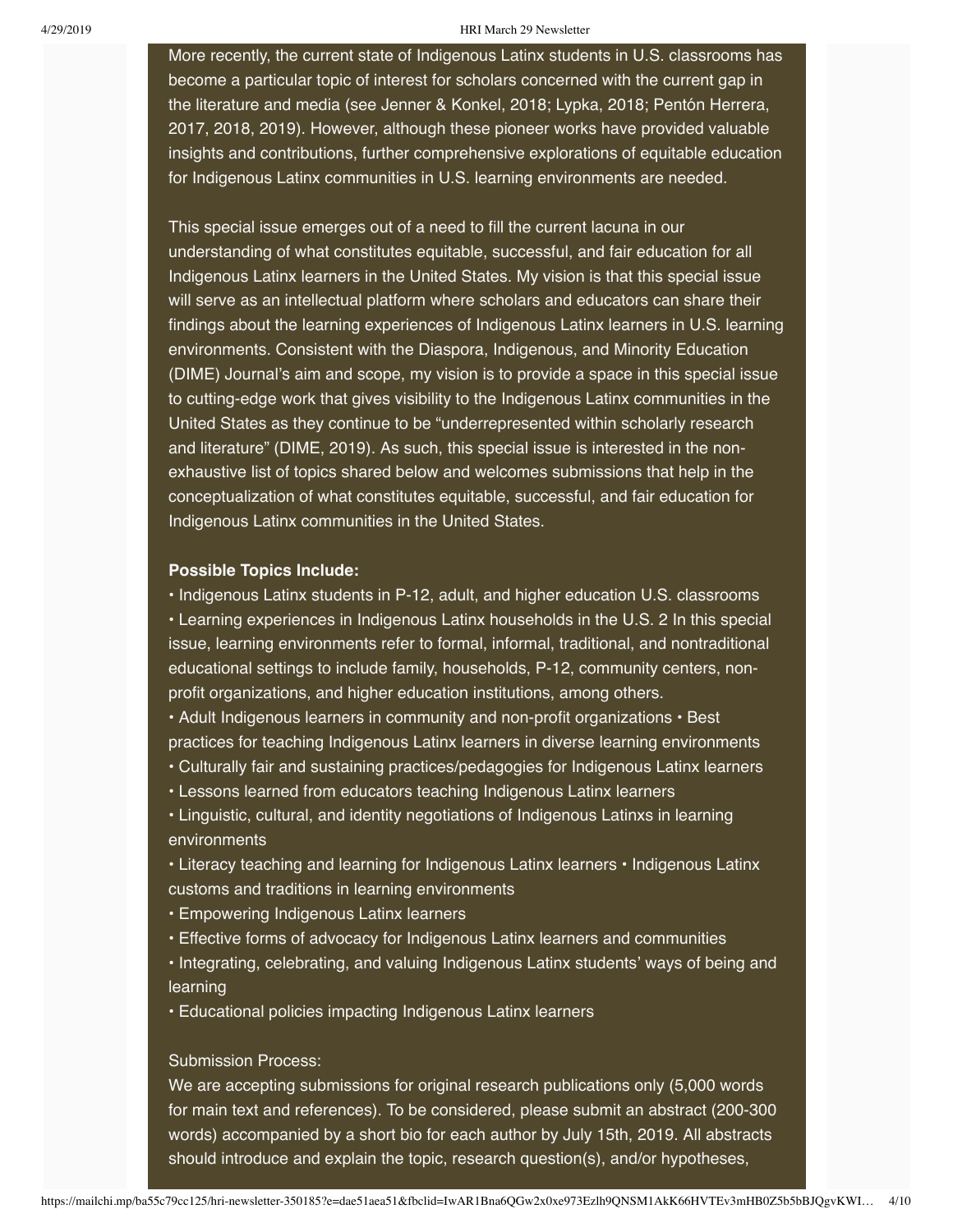More recently, the current state of Indigenous Latinx students in U.S. classrooms has become a particular topic of interest for scholars concerned with the current gap in the literature and media (see Jenner & Konkel, 2018; Lypka, 2018; Pentón Herrera, 2017, 2018, 2019). However, although these pioneer works have provided valuable insights and contributions, further comprehensive explorations of equitable education for Indigenous Latinx communities in U.S. learning environments are needed.

This special issue emerges out of a need to fill the current lacuna in our understanding of what constitutes equitable, successful, and fair education for all Indigenous Latinx learners in the United States. My vision is that this special issue will serve as an intellectual platform where scholars and educators can share their findings about the learning experiences of Indigenous Latinx learners in U.S. learning environments. Consistent with the Diaspora, Indigenous, and Minority Education (DIME) Journal's aim and scope, my vision is to provide a space in this special issue to cutting-edge work that gives visibility to the Indigenous Latinx communities in the United States as they continue to be "underrepresented within scholarly research and literature" (DIME, 2019). As such, this special issue is interested in the non-exhaustive list of topics shared below and welcomes submissions that help in the conceptualization of what constitutes equitable, successful, and fair education for Indigenous Latinx communities in the United States.

**Possible Topics Include:**

- Indigenous Latinx students in P-12, adult, and higher education U.S. classrooms
- Learning experiences in Indigenous Latinx households in the U.S. 2 In this special issue, learning environments refer to formal, informal, traditional, and nontraditional educational settings to include family, households, P-12, community centers, non-profit organizations, and higher education institutions, among others.
- Adult Indigenous learners in community and non-profit organizations
- Best practices for teaching Indigenous Latinx learners in diverse learning environments
- Culturally fair and sustaining practices/pedagogies for Indigenous Latinx learners
- Lessons learned from educators teaching Indigenous Latinx learners
- Linguistic, cultural, and identity negotiations of Indigenous Latinxs in learning environments
- Literacy teaching and learning for Indigenous Latinx learners
- Indigenous Latinx customs and traditions in learning environments
- Empowering Indigenous Latinx learners
- Effective forms of advocacy for Indigenous Latinx learners and communities
- Integrating, celebrating, and valuing Indigenous Latinx students' ways of being and learning
- Educational policies impacting Indigenous Latinx learners

Submission Process:

We are accepting submissions for original research publications only (5,000 words for main text and references). To be considered, please submit an abstract (200-300 words) accompanied by a short bio for each author by July 15th, 2019. All abstracts should introduce and explain the topic, research question(s), and/or hypotheses,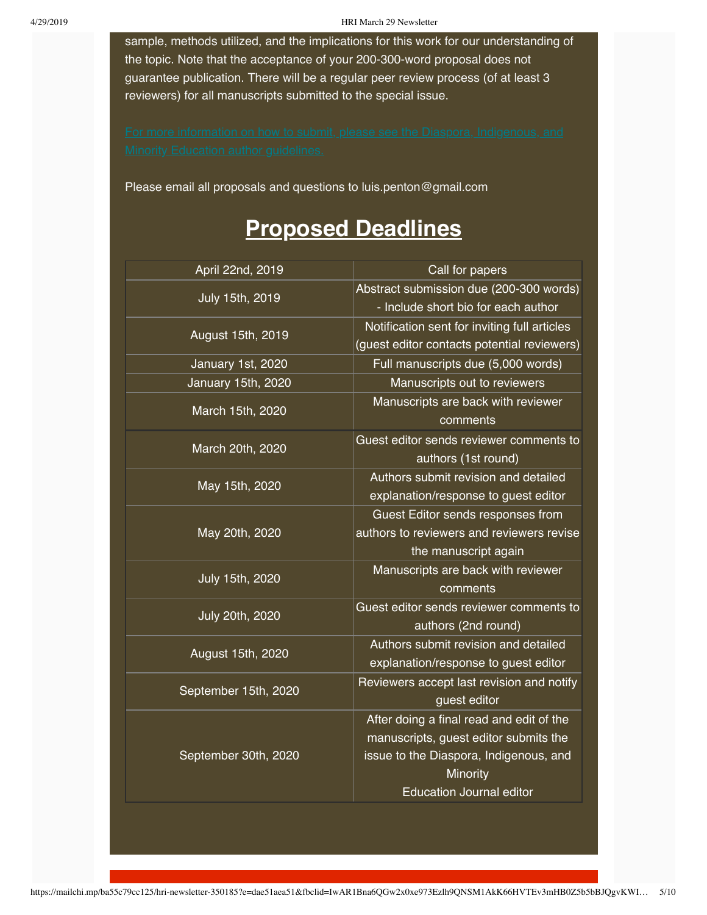sample, methods utilized, and the implications for this work for our understanding of the topic. Note that the acceptance of your 200-300-word proposal does not guarantee publication. There will be a regular peer review process (of at least 3 reviewers) for all manuscripts submitted to the special issue.

For more information on how to submit, please see the Diaspora, Indigenous, and Minority Education author guidelines.

Please email all proposals and questions to luis.penton@gmail.com

## Proposed Deadlines

| April 22nd, 2019 | Call for papers |
|---|---|
| July 15th, 2019 | Abstract submission due (200-300 words) - Include short bio for each author |
| August 15th, 2019 | Notification sent for inviting full articles (guest editor contacts potential reviewers) |
| January 1st, 2020 | Full manuscripts due (5,000 words) |
| January 15th, 2020 | Manuscripts out to reviewers |
| March 15th, 2020 | Manuscripts are back with reviewer comments |
| March 20th, 2020 | Guest editor sends reviewer comments to authors (1st round) |
| May 15th, 2020 | Authors submit revision and detailed explanation/response to guest editor |
| May 20th, 2020 | Guest Editor sends responses from authors to reviewers and reviewers revise the manuscript again |
| July 15th, 2020 | Manuscripts are back with reviewer comments |
| July 20th, 2020 | Guest editor sends reviewer comments to authors (2nd round) |
| August 15th, 2020 | Authors submit revision and detailed explanation/response to guest editor |
| September 15th, 2020 | Reviewers accept last revision and notify guest editor |
| September 30th, 2020 | After doing a final read and edit of the manuscripts, guest editor submits the issue to the Diaspora, Indigenous, and Minority Education Journal editor |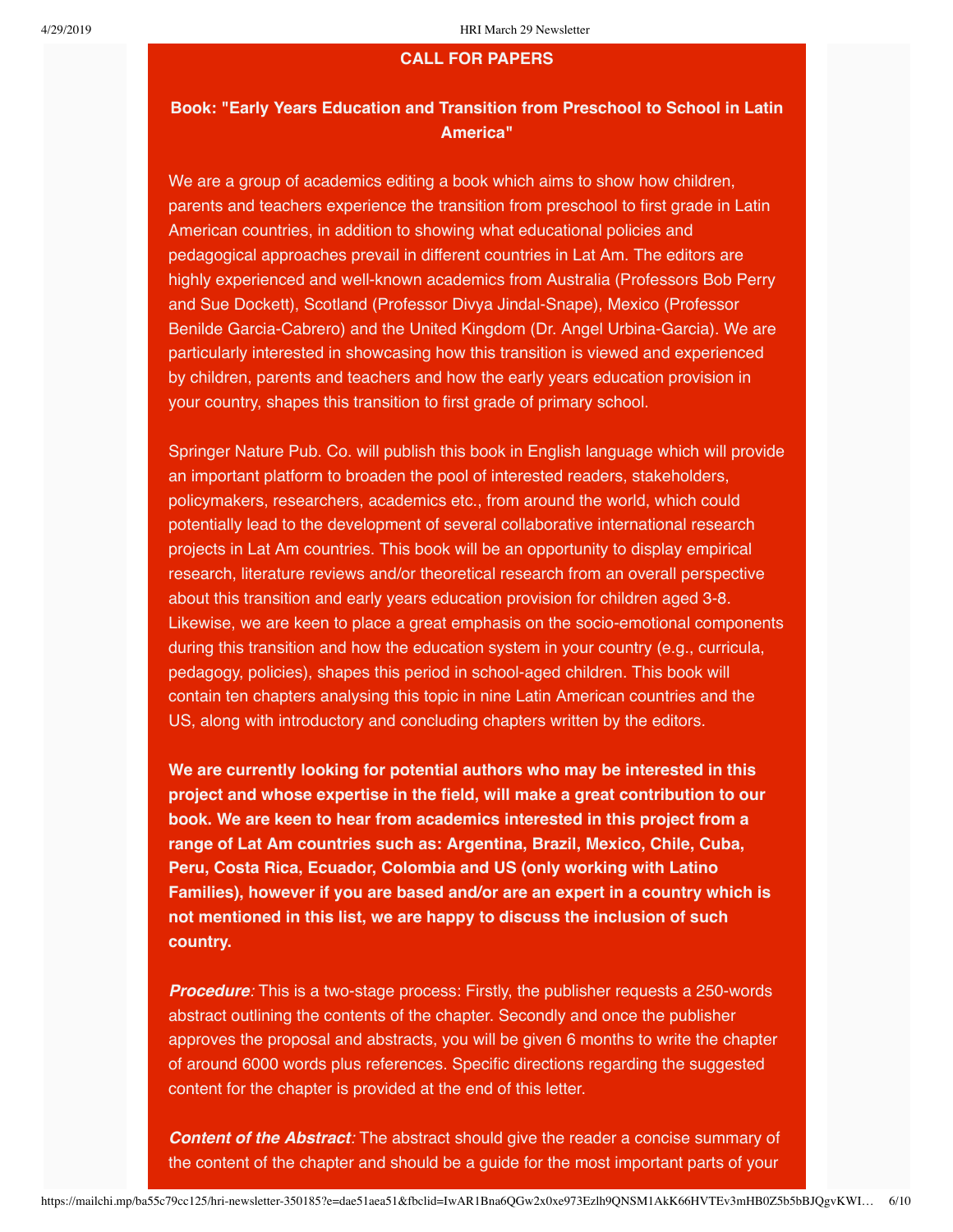## CALL FOR PAPERS

### Book: "Early Years Education and Transition from Preschool to School in Latin America"

We are a group of academics editing a book which aims to show how children, parents and teachers experience the transition from preschool to first grade in Latin American countries, in addition to showing what educational policies and pedagogical approaches prevail in different countries in Lat Am. The editors are highly experienced and well-known academics from Australia (Professors Bob Perry and Sue Dockett), Scotland (Professor Divya Jindal-Snape), Mexico (Professor Benilde Garcia-Cabrero) and the United Kingdom (Dr. Angel Urbina-Garcia). We are particularly interested in showcasing how this transition is viewed and experienced by children, parents and teachers and how the early years education provision in your country, shapes this transition to first grade of primary school.

Springer Nature Pub. Co. will publish this book in English language which will provide an important platform to broaden the pool of interested readers, stakeholders, policymakers, researchers, academics etc., from around the world, which could potentially lead to the development of several collaborative international research projects in Lat Am countries. This book will be an opportunity to display empirical research, literature reviews and/or theoretical research from an overall perspective about this transition and early years education provision for children aged 3-8. Likewise, we are keen to place a great emphasis on the socio-emotional components during this transition and how the education system in your country (e.g., curricula, pedagogy, policies), shapes this period in school-aged children. This book will contain ten chapters analysing this topic in nine Latin American countries and the US, along with introductory and concluding chapters written by the editors.

**We are currently looking for potential authors who may be interested in this project and whose expertise in the field, will make a great contribution to our book. We are keen to hear from academics interested in this project from a range of Lat Am countries such as: Argentina, Brazil, Mexico, Chile, Cuba, Peru, Costa Rica, Ecuador, Colombia and US (only working with Latino Families), however if you are based and/or are an expert in a country which is not mentioned in this list, we are happy to discuss the inclusion of such country.**

***Procedure:*** This is a two-stage process: Firstly, the publisher requests a 250-words abstract outlining the contents of the chapter. Secondly and once the publisher approves the proposal and abstracts, you will be given 6 months to write the chapter of around 6000 words plus references. Specific directions regarding the suggested content for the chapter is provided at the end of this letter.

***Content of the Abstract:*** The abstract should give the reader a concise summary of the content of the chapter and should be a guide for the most important parts of your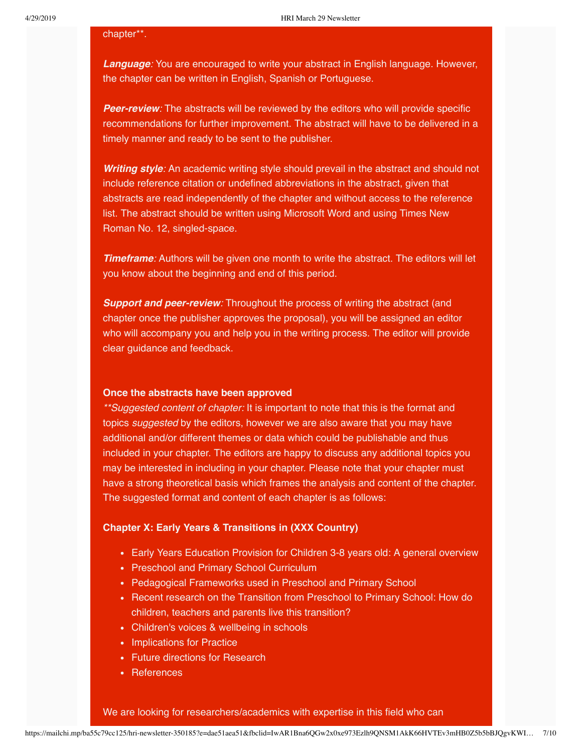chapter**.

***Language**:* You are encouraged to write your abstract in English language. However, the chapter can be written in English, Spanish or Portuguese.

***Peer-review**:* The abstracts will be reviewed by the editors who will provide specific recommendations for further improvement. The abstract will have to be delivered in a timely manner and ready to be sent to the publisher.

***Writing style**:* An academic writing style should prevail in the abstract and should not include reference citation or undefined abbreviations in the abstract, given that abstracts are read independently of the chapter and without access to the reference list. The abstract should be written using Microsoft Word and using Times New Roman No. 12, singled-space.

***Timeframe**:* Authors will be given one month to write the abstract. The editors will let you know about the beginning and end of this period.

***Support and peer-review**:* Throughout the process of writing the abstract (and chapter once the publisher approves the proposal), you will be assigned an editor who will accompany you and help you in the writing process. The editor will provide clear guidance and feedback.

**Once the abstracts have been approved**

*\*\*Suggested content of chapter:* It is important to note that this is the format and topics *suggested* by the editors, however we are also aware that you may have additional and/or different themes or data which could be publishable and thus included in your chapter. The editors are happy to discuss any additional topics you may be interested in including in your chapter. Please note that your chapter must have a strong theoretical basis which frames the analysis and content of the chapter. The suggested format and content of each chapter is as follows:

**Chapter X: Early Years & Transitions in (XXX Country)**

- Early Years Education Provision for Children 3-8 years old: A general overview
- Preschool and Primary School Curriculum
- Pedagogical Frameworks used in Preschool and Primary School
- Recent research on the Transition from Preschool to Primary School: How do children, teachers and parents live this transition?
- Children's voices & wellbeing in schools
- Implications for Practice
- Future directions for Research
- References

We are looking for researchers/academics with expertise in this field who can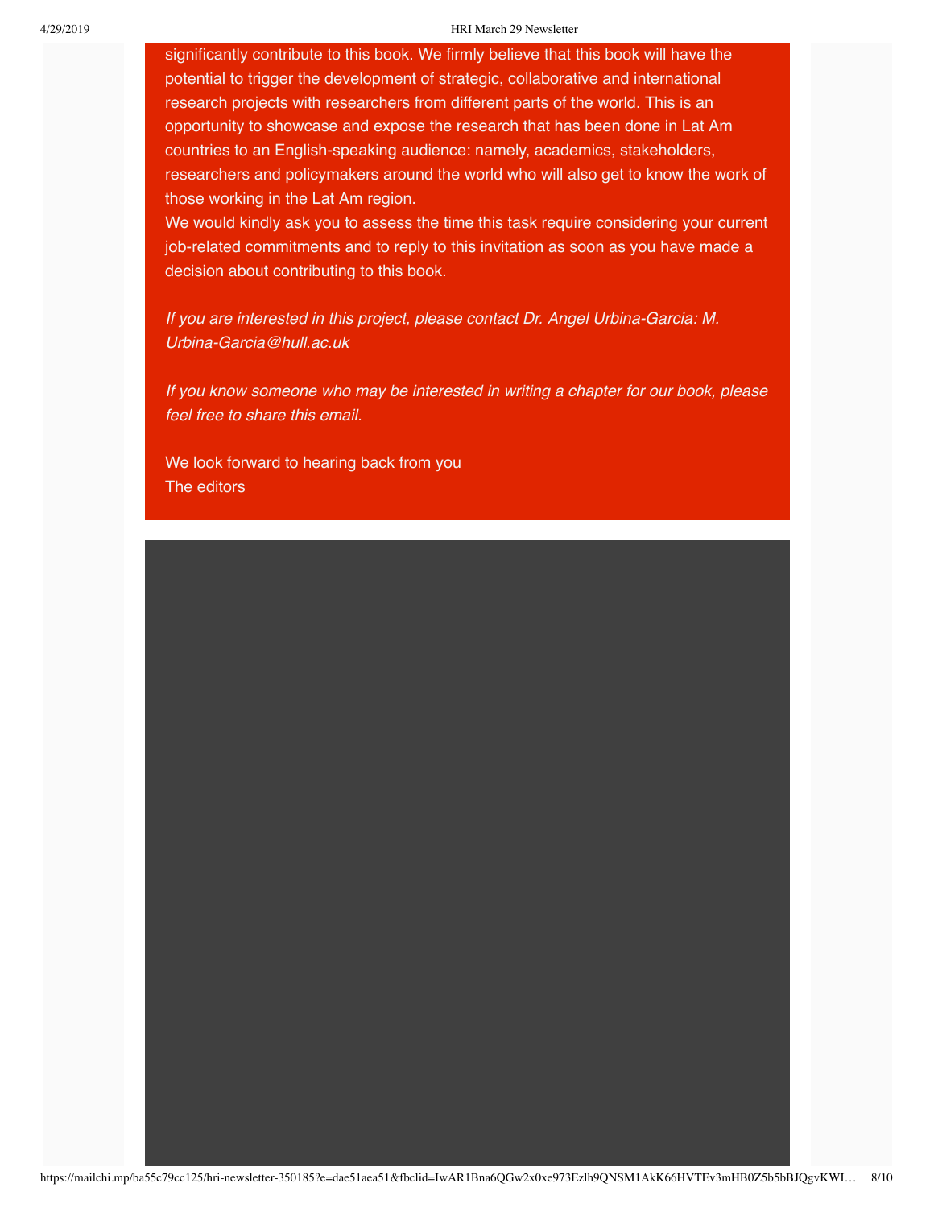significantly contribute to this book. We firmly believe that this book will have the potential to trigger the development of strategic, collaborative and international research projects with researchers from different parts of the world. This is an opportunity to showcase and expose the research that has been done in Lat Am countries to an English-speaking audience: namely, academics, stakeholders, researchers and policymakers around the world who will also get to know the work of those working in the Lat Am region.
We would kindly ask you to assess the time this task require considering your current job-related commitments and to reply to this invitation as soon as you have made a decision about contributing to this book.

*If you are interested in this project, please contact Dr. Angel Urbina-Garcia: M.Urbina-Garcia@hull.ac.uk*

*If you know someone who may be interested in writing a chapter for our book, please feel free to share this email.*

We look forward to hearing back from you
The editors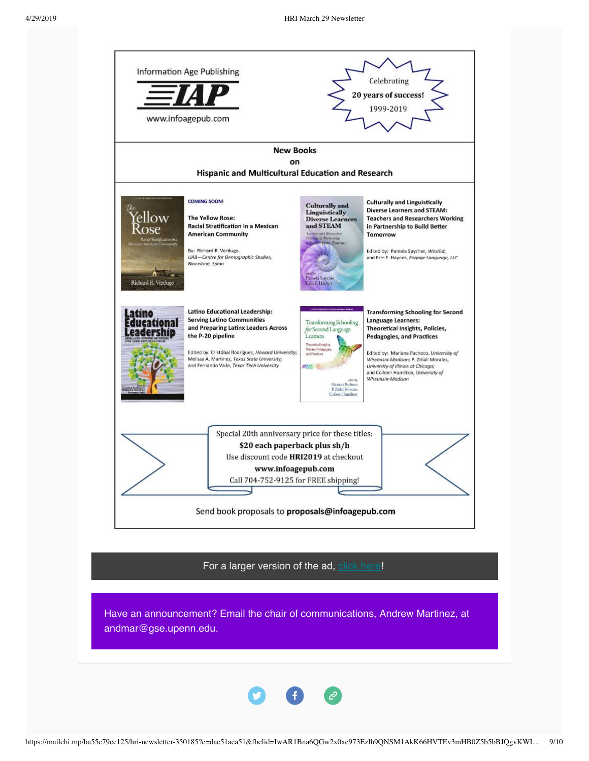Information Age Publishing

IAP

www.infoagepub.com

Celebrating
**20 years of success!**
1999-2019

**New Books**
**on**
**Hispanic and Multicultural Education and Research**

COMING SOON!

**The Yellow Rose: Racial Stratification in a Mexican American Community**

By: Richard R. Verdugo, *UAB—Centre for Demographic Studies, Barcelona, Spain*

**Culturally and Linguistically Diverse Learners and STEAM: Teachers and Researchers Working in Partnership to Build Better Tomorrow**

Edited by: Pamela Spycher, *WestEd;* and Erin F. Haynes, *Engage Language, LLC*

**Latino Educational Leadership: Serving Latino Communities and Preparing Latinx Leaders Across the P-20 pipeline**

Edited by: Cristóbal Rodríguez, *Howard University;* Melissa A. Martinez, *Texas State University;* and Fernando Valle, *Texas Tech University*

**Transforming Schooling for Second Language Learners: Theoretical Insights, Policies, Pedagogies, and Practices**

Edited by: Mariana Pacheco, *University of Wisconsin-Madison;* P. Zitlali Morales, *University of Illinois at Chicago;* and Colleen Hamilton, *University of Wisconsin-Madison*

Special 20th anniversary price for these titles:
**$20 each paperback plus sh/h**
Use discount code **HRI2019** at checkout
**www.infoagepub.com**
Call 704-752-9125 for FREE shipping!

Send book proposals to **proposals@infoagepub.com**

For a larger version of the ad, click here!

Have an announcement? Email the chair of communications, Andrew Martinez, at andmar@gse.upenn.edu.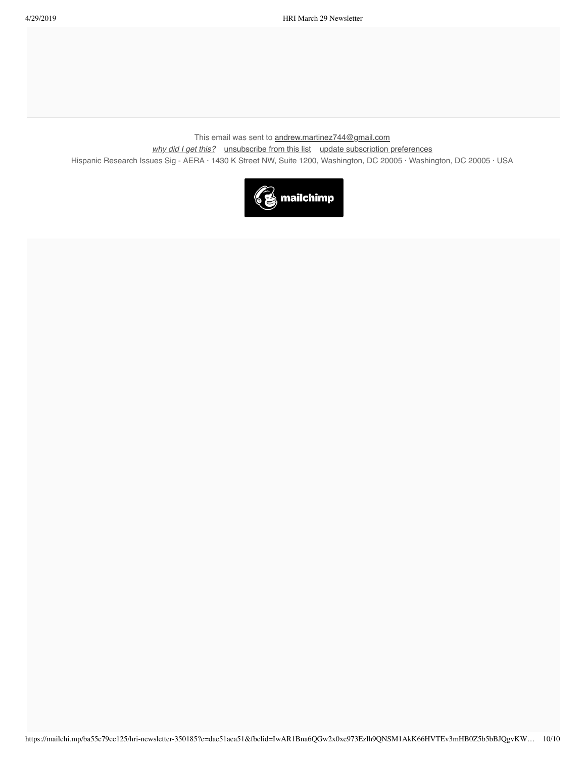This email was sent to andrew.martinez744@gmail.com

*why did I get this?* unsubscribe from this list update subscription preferences

Hispanic Research Issues Sig - AERA · 1430 K Street NW, Suite 1200, Washington, DC 20005 · Washington, DC 20005 · USA

mailchimp